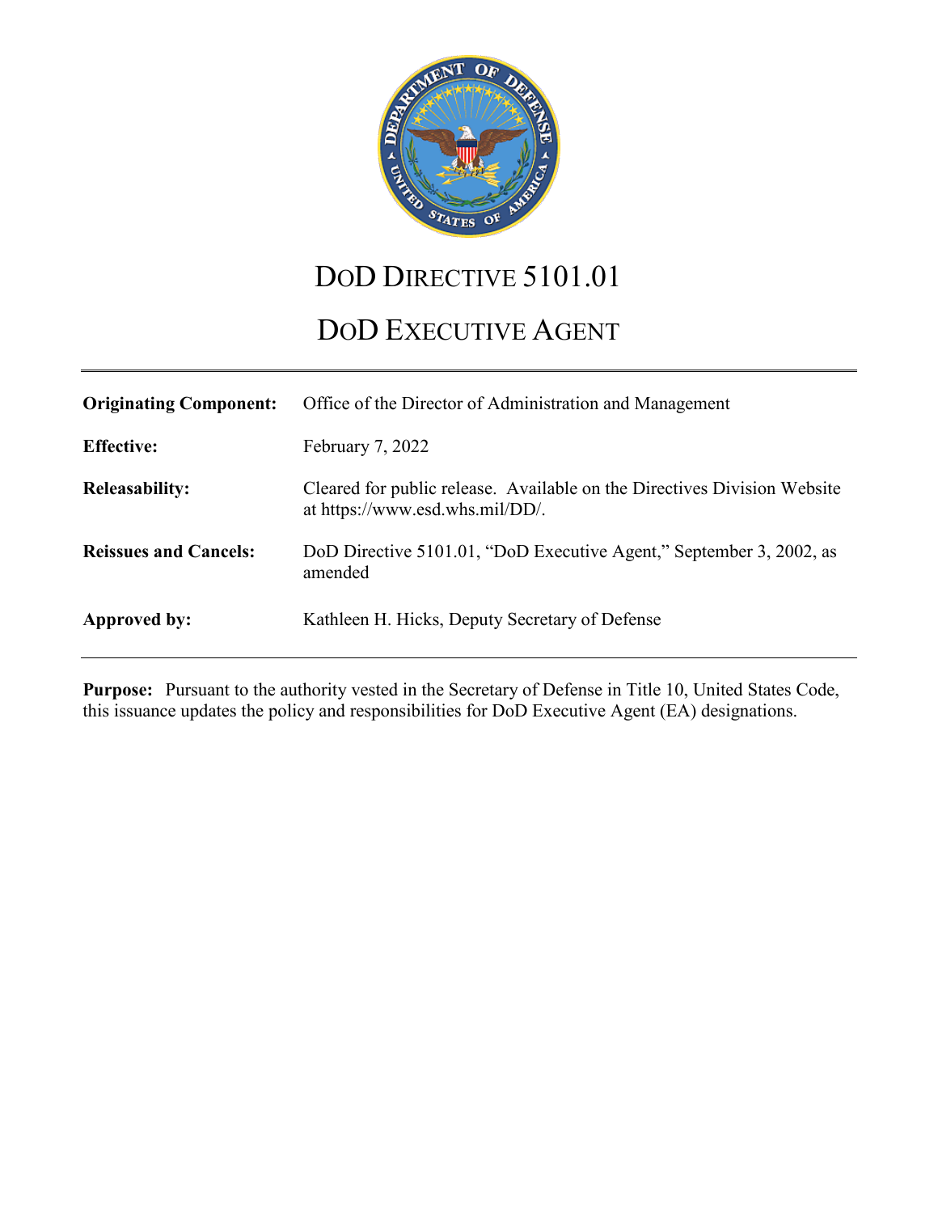# DoD DIRECTIVE 5101.01

# DoD EXECUTIVE AGENT

| | |
|---|---|
| **Originating Component:** | Office of the Director of Administration and Management |
| **Effective:** | February 7, 2022 |
| **Releasability:** | Cleared for public release. Available on the Directives Division Website at https://www.esd.whs.mil/DD/. |
| **Reissues and Cancels:** | DoD Directive 5101.01, "DoD Executive Agent," September 3, 2002, as amended |
| **Approved by:** | Kathleen H. Hicks, Deputy Secretary of Defense |

**Purpose:** Pursuant to the authority vested in the Secretary of Defense in Title 10, United States Code, this issuance updates the policy and responsibilities for DoD Executive Agent (EA) designations.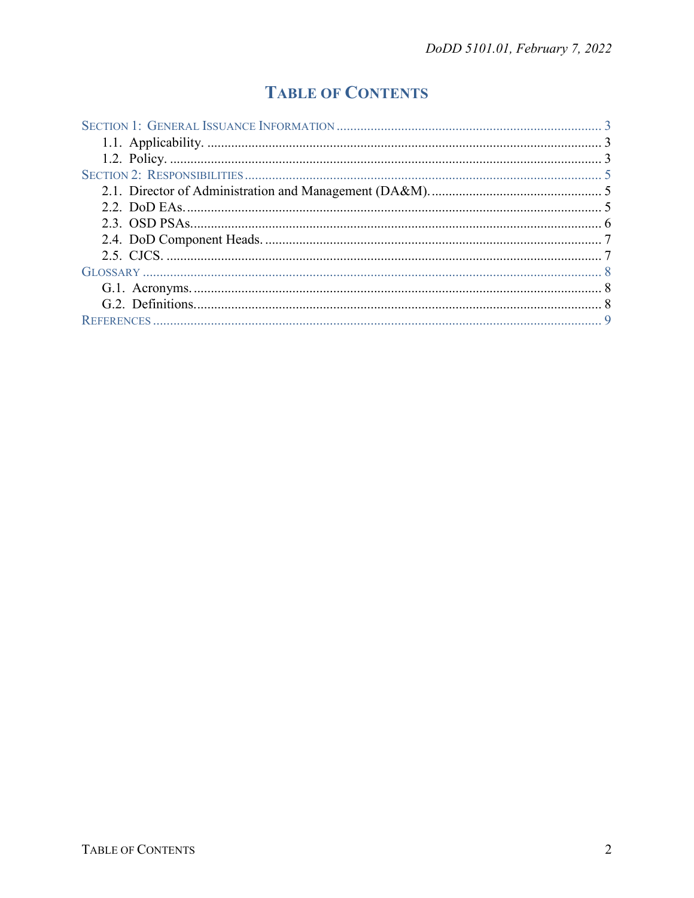# Table of Contents

- Section 1: General Issuance Information ... 3
  - 1.1. Applicability. ... 3
  - 1.2. Policy. ... 3
- Section 2: Responsibilities ... 5
  - 2.1. Director of Administration and Management (DA&M). ... 5
  - 2.2. DoD EAs. ... 5
  - 2.3. OSD PSAs. ... 6
  - 2.4. DoD Component Heads. ... 7
  - 2.5. CJCS. ... 7
- Glossary ... 8
  - G.1. Acronyms. ... 8
  - G.2. Definitions. ... 8
- References ... 9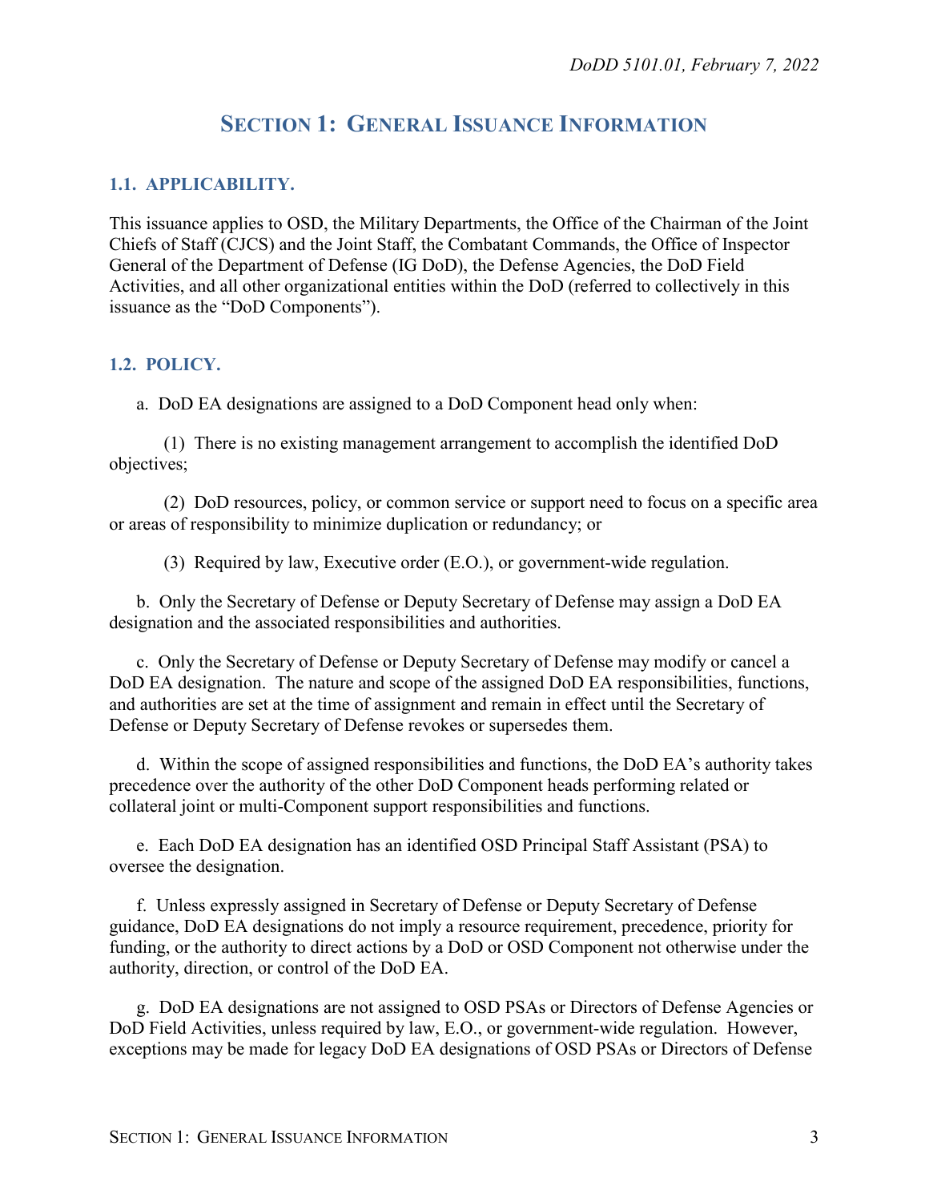# SECTION 1: GENERAL ISSUANCE INFORMATION

## 1.1. APPLICABILITY.

This issuance applies to OSD, the Military Departments, the Office of the Chairman of the Joint Chiefs of Staff (CJCS) and the Joint Staff, the Combatant Commands, the Office of Inspector General of the Department of Defense (IG DoD), the Defense Agencies, the DoD Field Activities, and all other organizational entities within the DoD (referred to collectively in this issuance as the "DoD Components").

## 1.2. POLICY.

a. DoD EA designations are assigned to a DoD Component head only when:

(1) There is no existing management arrangement to accomplish the identified DoD objectives;

(2) DoD resources, policy, or common service or support need to focus on a specific area or areas of responsibility to minimize duplication or redundancy; or

(3) Required by law, Executive order (E.O.), or government-wide regulation.

b. Only the Secretary of Defense or Deputy Secretary of Defense may assign a DoD EA designation and the associated responsibilities and authorities.

c. Only the Secretary of Defense or Deputy Secretary of Defense may modify or cancel a DoD EA designation. The nature and scope of the assigned DoD EA responsibilities, functions, and authorities are set at the time of assignment and remain in effect until the Secretary of Defense or Deputy Secretary of Defense revokes or supersedes them.

d. Within the scope of assigned responsibilities and functions, the DoD EA's authority takes precedence over the authority of the other DoD Component heads performing related or collateral joint or multi-Component support responsibilities and functions.

e. Each DoD EA designation has an identified OSD Principal Staff Assistant (PSA) to oversee the designation.

f. Unless expressly assigned in Secretary of Defense or Deputy Secretary of Defense guidance, DoD EA designations do not imply a resource requirement, precedence, priority for funding, or the authority to direct actions by a DoD or OSD Component not otherwise under the authority, direction, or control of the DoD EA.

g. DoD EA designations are not assigned to OSD PSAs or Directors of Defense Agencies or DoD Field Activities, unless required by law, E.O., or government-wide regulation. However, exceptions may be made for legacy DoD EA designations of OSD PSAs or Directors of Defense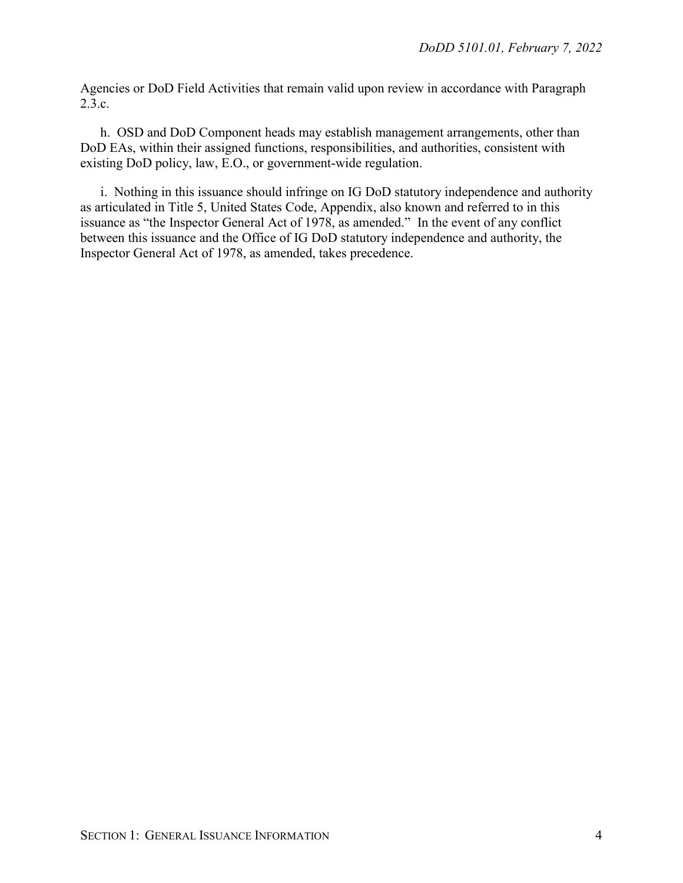Agencies or DoD Field Activities that remain valid upon review in accordance with Paragraph 2.3.c.

h. OSD and DoD Component heads may establish management arrangements, other than DoD EAs, within their assigned functions, responsibilities, and authorities, consistent with existing DoD policy, law, E.O., or government-wide regulation.

i. Nothing in this issuance should infringe on IG DoD statutory independence and authority as articulated in Title 5, United States Code, Appendix, also known and referred to in this issuance as "the Inspector General Act of 1978, as amended." In the event of any conflict between this issuance and the Office of IG DoD statutory independence and authority, the Inspector General Act of 1978, as amended, takes precedence.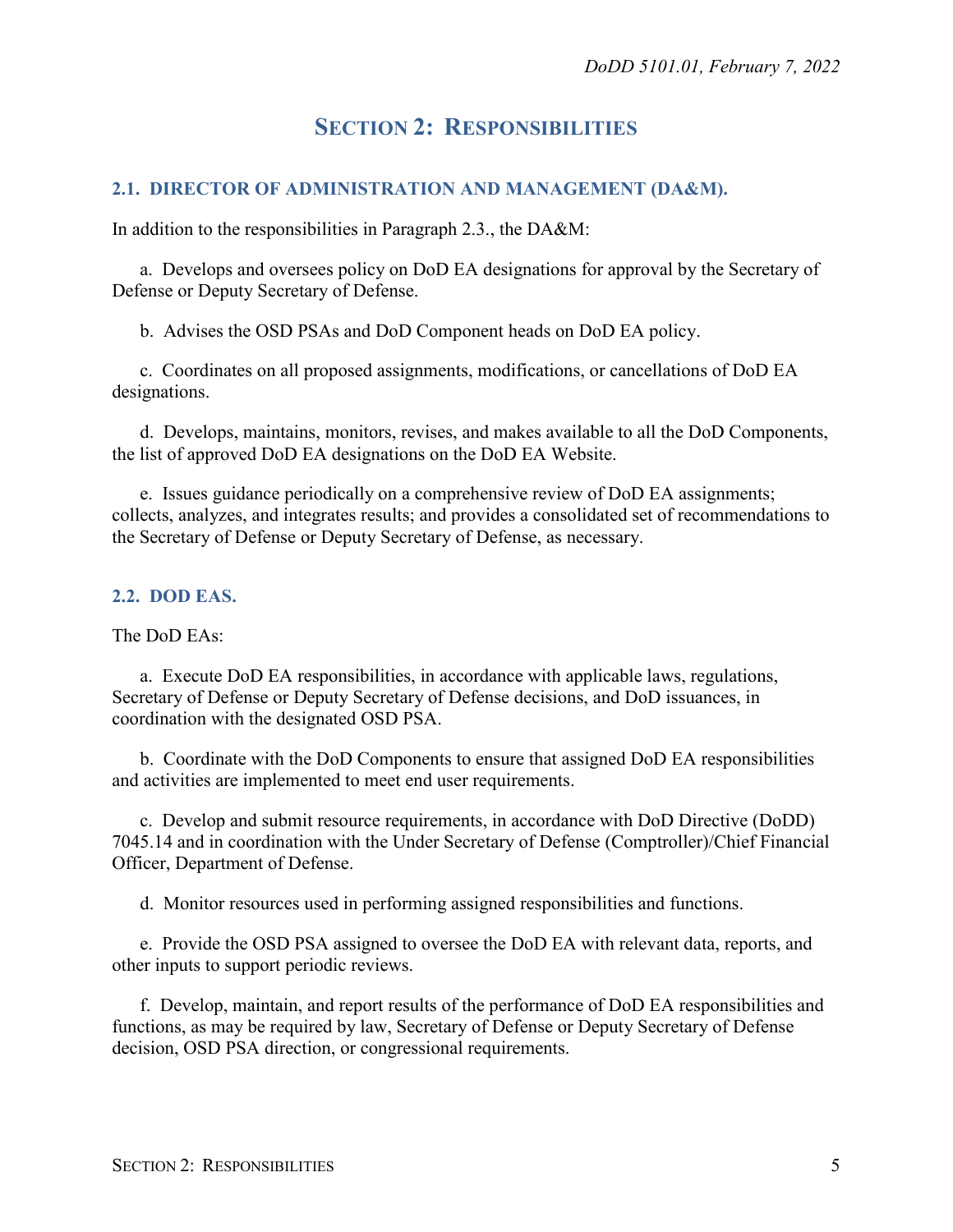# SECTION 2: RESPONSIBILITIES

## 2.1. DIRECTOR OF ADMINISTRATION AND MANAGEMENT (DA&M).

In addition to the responsibilities in Paragraph 2.3., the DA&M:

a. Develops and oversees policy on DoD EA designations for approval by the Secretary of Defense or Deputy Secretary of Defense.

b. Advises the OSD PSAs and DoD Component heads on DoD EA policy.

c. Coordinates on all proposed assignments, modifications, or cancellations of DoD EA designations.

d. Develops, maintains, monitors, revises, and makes available to all the DoD Components, the list of approved DoD EA designations on the DoD EA Website.

e. Issues guidance periodically on a comprehensive review of DoD EA assignments; collects, analyzes, and integrates results; and provides a consolidated set of recommendations to the Secretary of Defense or Deputy Secretary of Defense, as necessary.

## 2.2. DOD EAS.

The DoD EAs:

a. Execute DoD EA responsibilities, in accordance with applicable laws, regulations, Secretary of Defense or Deputy Secretary of Defense decisions, and DoD issuances, in coordination with the designated OSD PSA.

b. Coordinate with the DoD Components to ensure that assigned DoD EA responsibilities and activities are implemented to meet end user requirements.

c. Develop and submit resource requirements, in accordance with DoD Directive (DoDD) 7045.14 and in coordination with the Under Secretary of Defense (Comptroller)/Chief Financial Officer, Department of Defense.

d. Monitor resources used in performing assigned responsibilities and functions.

e. Provide the OSD PSA assigned to oversee the DoD EA with relevant data, reports, and other inputs to support periodic reviews.

f. Develop, maintain, and report results of the performance of DoD EA responsibilities and functions, as may be required by law, Secretary of Defense or Deputy Secretary of Defense decision, OSD PSA direction, or congressional requirements.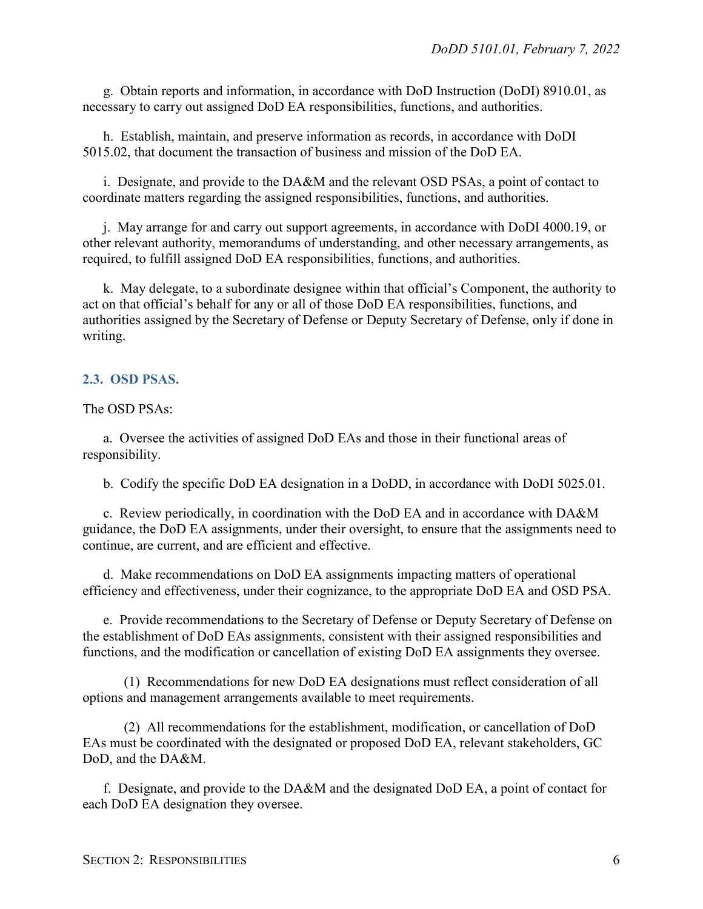g. Obtain reports and information, in accordance with DoD Instruction (DoDI) 8910.01, as necessary to carry out assigned DoD EA responsibilities, functions, and authorities.

h. Establish, maintain, and preserve information as records, in accordance with DoDI 5015.02, that document the transaction of business and mission of the DoD EA.

i. Designate, and provide to the DA&M and the relevant OSD PSAs, a point of contact to coordinate matters regarding the assigned responsibilities, functions, and authorities.

j. May arrange for and carry out support agreements, in accordance with DoDI 4000.19, or other relevant authority, memorandums of understanding, and other necessary arrangements, as required, to fulfill assigned DoD EA responsibilities, functions, and authorities.

k. May delegate, to a subordinate designee within that official's Component, the authority to act on that official's behalf for any or all of those DoD EA responsibilities, functions, and authorities assigned by the Secretary of Defense or Deputy Secretary of Defense, only if done in writing.

## 2.3. OSD PSAS.

The OSD PSAs:

a. Oversee the activities of assigned DoD EAs and those in their functional areas of responsibility.

b. Codify the specific DoD EA designation in a DoDD, in accordance with DoDI 5025.01.

c. Review periodically, in coordination with the DoD EA and in accordance with DA&M guidance, the DoD EA assignments, under their oversight, to ensure that the assignments need to continue, are current, and are efficient and effective.

d. Make recommendations on DoD EA assignments impacting matters of operational efficiency and effectiveness, under their cognizance, to the appropriate DoD EA and OSD PSA.

e. Provide recommendations to the Secretary of Defense or Deputy Secretary of Defense on the establishment of DoD EAs assignments, consistent with their assigned responsibilities and functions, and the modification or cancellation of existing DoD EA assignments they oversee.

(1) Recommendations for new DoD EA designations must reflect consideration of all options and management arrangements available to meet requirements.

(2) All recommendations for the establishment, modification, or cancellation of DoD EAs must be coordinated with the designated or proposed DoD EA, relevant stakeholders, GC DoD, and the DA&M.

f. Designate, and provide to the DA&M and the designated DoD EA, a point of contact for each DoD EA designation they oversee.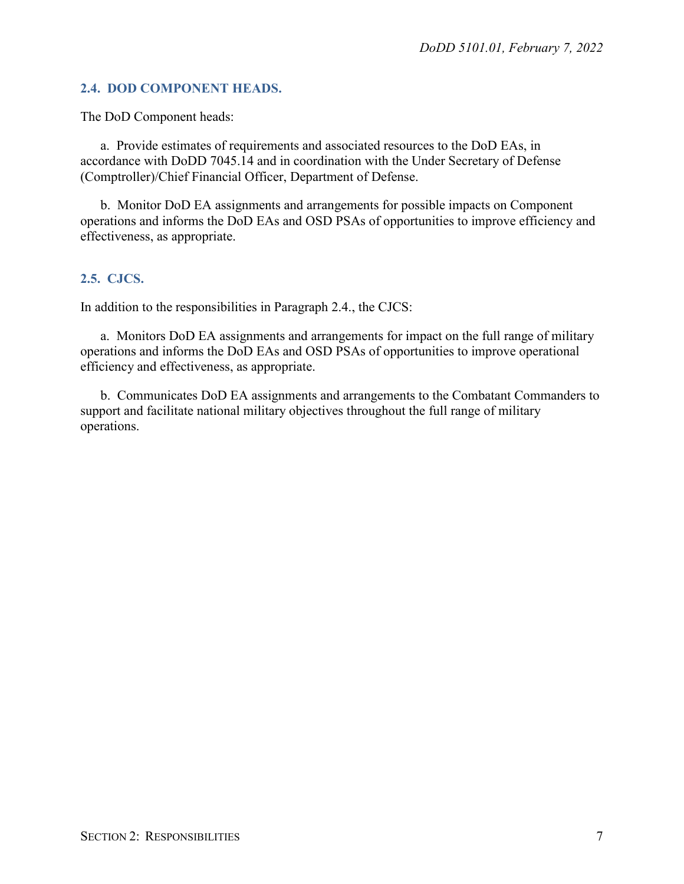### 2.4. DOD COMPONENT HEADS.

The DoD Component heads:

a. Provide estimates of requirements and associated resources to the DoD EAs, in accordance with DoDD 7045.14 and in coordination with the Under Secretary of Defense (Comptroller)/Chief Financial Officer, Department of Defense.

b. Monitor DoD EA assignments and arrangements for possible impacts on Component operations and informs the DoD EAs and OSD PSAs of opportunities to improve efficiency and effectiveness, as appropriate.

### 2.5. CJCS.

In addition to the responsibilities in Paragraph 2.4., the CJCS:

a. Monitors DoD EA assignments and arrangements for impact on the full range of military operations and informs the DoD EAs and OSD PSAs of opportunities to improve operational efficiency and effectiveness, as appropriate.

b. Communicates DoD EA assignments and arrangements to the Combatant Commanders to support and facilitate national military objectives throughout the full range of military operations.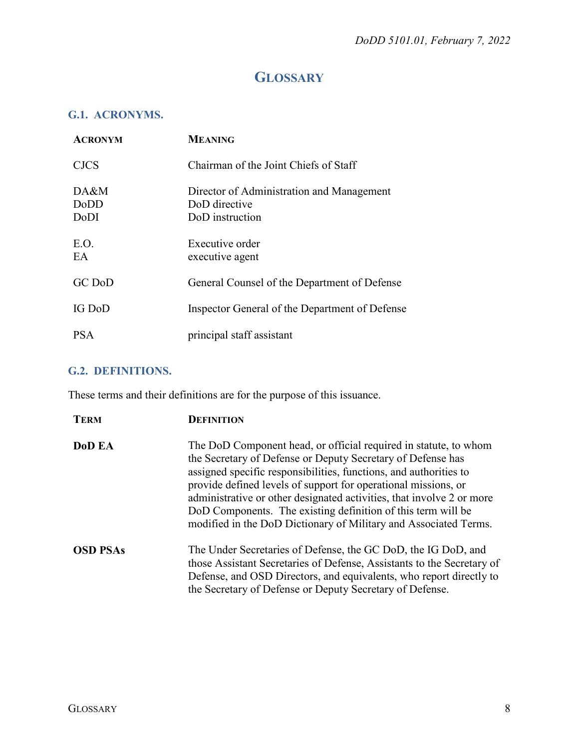# GLOSSARY

## G.1. ACRONYMS.

| ACRONYM | MEANING |
|---|---|
| CJCS | Chairman of the Joint Chiefs of Staff |
| DA&M | Director of Administration and Management |
| DoDD | DoD directive |
| DoDI | DoD instruction |
| E.O. | Executive order |
| EA | executive agent |
| GC DoD | General Counsel of the Department of Defense |
| IG DoD | Inspector General of the Department of Defense |
| PSA | principal staff assistant |

## G.2. DEFINITIONS.

These terms and their definitions are for the purpose of this issuance.

| TERM | DEFINITION |
|---|---|
| **DoD EA** | The DoD Component head, or official required in statute, to whom the Secretary of Defense or Deputy Secretary of Defense has assigned specific responsibilities, functions, and authorities to provide defined levels of support for operational missions, or administrative or other designated activities, that involve 2 or more DoD Components. The existing definition of this term will be modified in the DoD Dictionary of Military and Associated Terms. |
| **OSD PSAs** | The Under Secretaries of Defense, the GC DoD, the IG DoD, and those Assistant Secretaries of Defense, Assistants to the Secretary of Defense, and OSD Directors, and equivalents, who report directly to the Secretary of Defense or Deputy Secretary of Defense. |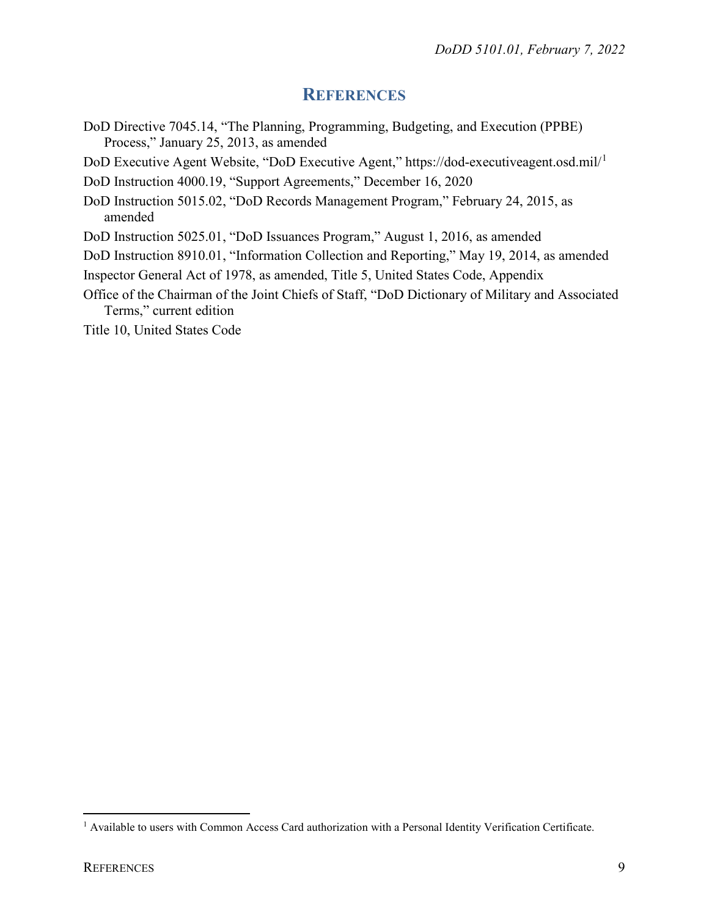## REFERENCES

DoD Directive 7045.14, "The Planning, Programming, Budgeting, and Execution (PPBE) Process," January 25, 2013, as amended

DoD Executive Agent Website, "DoD Executive Agent," https://dod-executiveagent.osd.mil/[1]

DoD Instruction 4000.19, "Support Agreements," December 16, 2020

DoD Instruction 5015.02, "DoD Records Management Program," February 24, 2015, as amended

DoD Instruction 5025.01, "DoD Issuances Program," August 1, 2016, as amended

DoD Instruction 8910.01, "Information Collection and Reporting," May 19, 2014, as amended

Inspector General Act of 1978, as amended, Title 5, United States Code, Appendix

Office of the Chairman of the Joint Chiefs of Staff, "DoD Dictionary of Military and Associated Terms," current edition

Title 10, United States Code

---

[1] Available to users with Common Access Card authorization with a Personal Identity Verification Certificate.